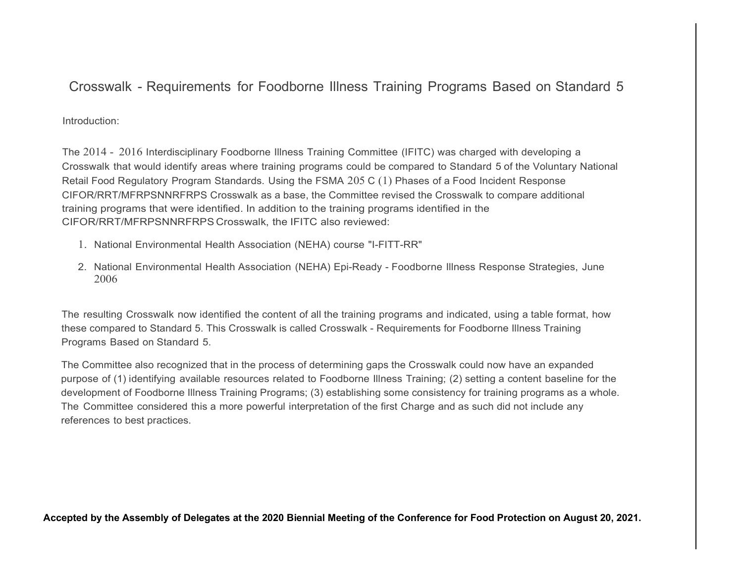# Crosswalk - Requirements for Foodborne Illness Training Programs Based on Standard 5

Introduction:

The 2014 - 2016 Interdisciplinary Foodborne Illness Training Committee (IFITC) was charged with developing a Crosswalk that would identify areas where training programs could be compared to Standard 5 of the Voluntary National Retail Food Regulatory Program Standards. Using the FSMA 205 C (1) Phases of a Food Incident Response CIFOR/RRT/MFRPSNNRFRPS Crosswalk as a base, the Committee revised the Crosswalk to compare additional training programs that were identified. In addition to the training programs identified in the CIFOR/RRT/MFRPSNNRFRPS Crosswalk, the IFITC also reviewed:

1. National Environmental Health Association (NEHA) course "I-FITT-RR"
2. National Environmental Health Association (NEHA) Epi-Ready - Foodborne Illness Response Strategies, June 2006

The resulting Crosswalk now identified the content of all the training programs and indicated, using a table format, how these compared to Standard 5. This Crosswalk is called Crosswalk - Requirements for Foodborne Illness Training Programs Based on Standard 5.

The Committee also recognized that in the process of determining gaps the Crosswalk could now have an expanded purpose of (1) identifying available resources related to Foodborne Illness Training; (2) setting a content baseline for the development of Foodborne Illness Training Programs; (3) establishing some consistency for training programs as a whole. The Committee considered this a more powerful interpretation of the first Charge and as such did not include any references to best practices.

**Accepted by the Assembly of Delegates at the 2020 Biennial Meeting of the Conference for Food Protection on August 20, 2021.**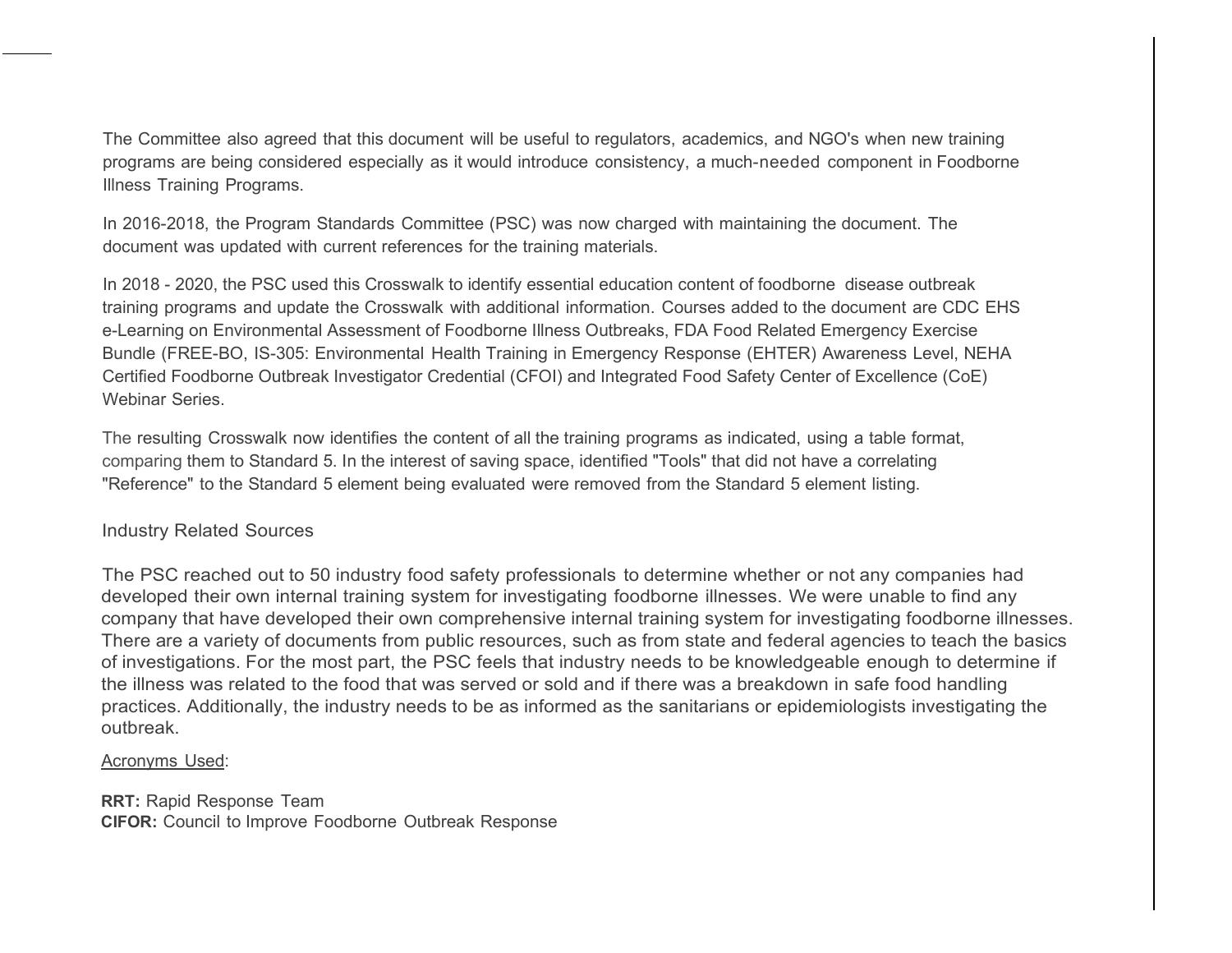The Committee also agreed that this document will be useful to regulators, academics, and NGO's when new training programs are being considered especially as it would introduce consistency, a much-needed component in Foodborne Illness Training Programs.

In 2016-2018, the Program Standards Committee (PSC) was now charged with maintaining the document. The document was updated with current references for the training materials.

In 2018 - 2020, the PSC used this Crosswalk to identify essential education content of foodborne disease outbreak training programs and update the Crosswalk with additional information. Courses added to the document are CDC EHS e-Learning on Environmental Assessment of Foodborne Illness Outbreaks, FDA Food Related Emergency Exercise Bundle (FREE-BO, IS-305: Environmental Health Training in Emergency Response (EHTER) Awareness Level, NEHA Certified Foodborne Outbreak Investigator Credential (CFOI) and Integrated Food Safety Center of Excellence (CoE) Webinar Series.

The resulting Crosswalk now identifies the content of all the training programs as indicated, using a table format, comparing them to Standard 5. In the interest of saving space, identified "Tools" that did not have a correlating "Reference" to the Standard 5 element being evaluated were removed from the Standard 5 element listing.

## Industry Related Sources

The PSC reached out to 50 industry food safety professionals to determine whether or not any companies had developed their own internal training system for investigating foodborne illnesses. We were unable to find any company that have developed their own comprehensive internal training system for investigating foodborne illnesses. There are a variety of documents from public resources, such as from state and federal agencies to teach the basics of investigations. For the most part, the PSC feels that industry needs to be knowledgeable enough to determine if the illness was related to the food that was served or sold and if there was a breakdown in safe food handling practices. Additionally, the industry needs to be as informed as the sanitarians or epidemiologists investigating the outbreak.

Acronyms Used:

**RRT:** Rapid Response Team
**CIFOR:** Council to Improve Foodborne Outbreak Response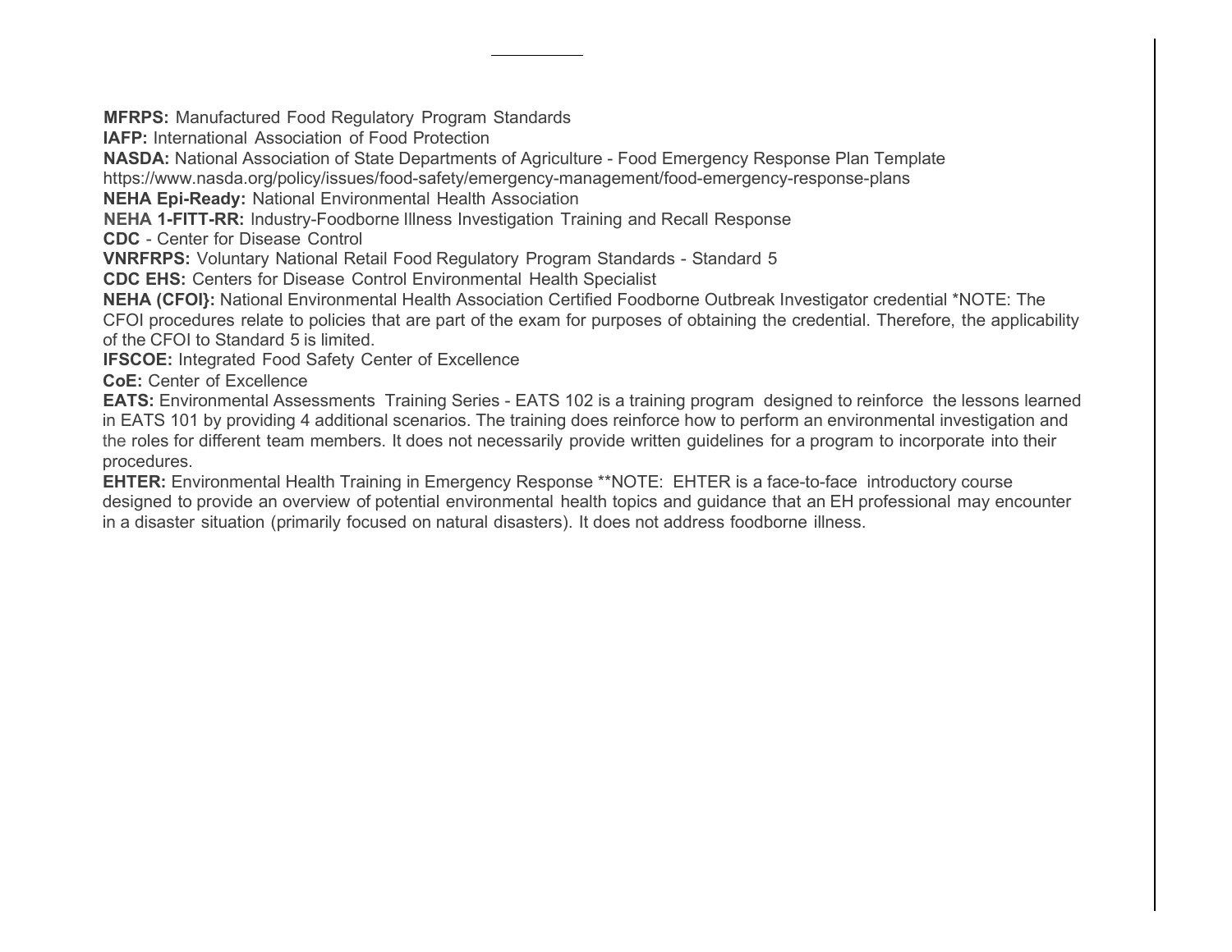**MFRPS:** Manufactured Food Regulatory Program Standards
**IAFP:** International Association of Food Protection
**NASDA:** National Association of State Departments of Agriculture - Food Emergency Response Plan Template https://www.nasda.org/policy/issues/food-safety/emergency-management/food-emergency-response-plans
**NEHA Epi-Ready:** National Environmental Health Association
**NEHA 1-FITT-RR:** Industry-Foodborne Illness Investigation Training and Recall Response
**CDC** - Center for Disease Control
**VNRFRPS:** Voluntary National Retail Food Regulatory Program Standards - Standard 5
**CDC EHS:** Centers for Disease Control Environmental Health Specialist
**NEHA (CFOI}:** National Environmental Health Association Certified Foodborne Outbreak Investigator credential *NOTE: The CFOI procedures relate to policies that are part of the exam for purposes of obtaining the credential. Therefore, the applicability of the CFOI to Standard 5 is limited.
**IFSCOE:** Integrated Food Safety Center of Excellence
**CoE:** Center of Excellence
**EATS:** Environmental Assessments Training Series - EATS 102 is a training program designed to reinforce the lessons learned in EATS 101 by providing 4 additional scenarios. The training does reinforce how to perform an environmental investigation and the roles for different team members. It does not necessarily provide written guidelines for a program to incorporate into their procedures.
**EHTER:** Environmental Health Training in Emergency Response **NOTE: EHTER is a face-to-face introductory course designed to provide an overview of potential environmental health topics and guidance that an EH professional may encounter in a disaster situation (primarily focused on natural disasters). It does not address foodborne illness.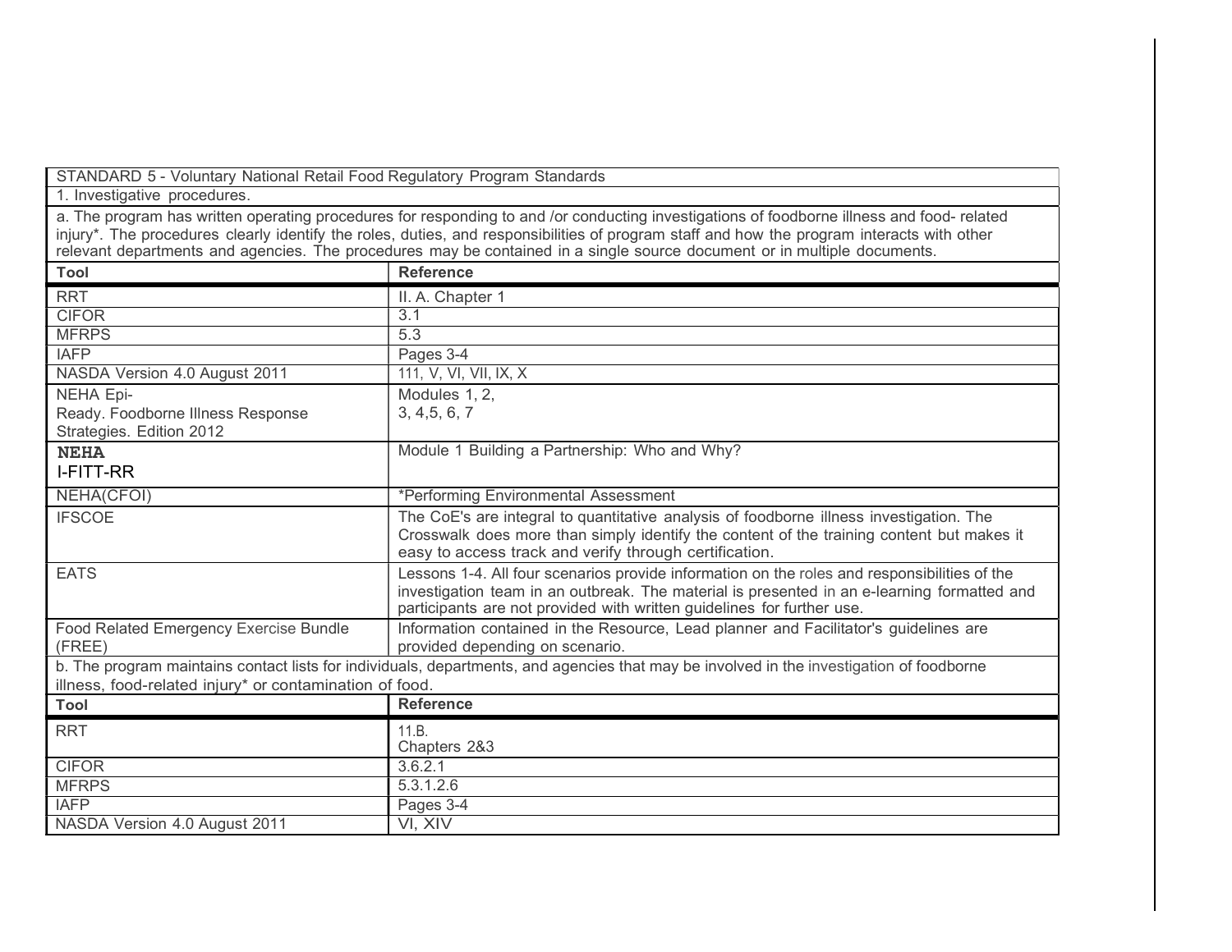STANDARD 5 - Voluntary National Retail Food Regulatory Program Standards

1. Investigative procedures.

a. The program has written operating procedures for responding to and /or conducting investigations of foodborne illness and food- related injury*. The procedures clearly identify the roles, duties, and responsibilities of program staff and how the program interacts with other relevant departments and agencies. The procedures may be contained in a single source document or in multiple documents.

| Tool | Reference |
|---|---|
| RRT | II. A. Chapter 1 |
| CIFOR | 3.1 |
| MFRPS | 5.3 |
| IAFP | Pages 3-4 |
| NASDA Version 4.0 August 2011 | 111, V, VI, VII, IX, X |
| NEHA Epi-Ready. Foodborne Illness Response Strategies. Edition 2012 | Modules 1, 2, 3, 4,5, 6, 7 |
| **NEHA** I-FITT-RR | Module 1 Building a Partnership: Who and Why? |
| NEHA(CFOI) | *Performing Environmental Assessment |
| IFSCOE | The CoE's are integral to quantitative analysis of foodborne illness investigation. The Crosswalk does more than simply identify the content of the training content but makes it easy to access track and verify through certification. |
| EATS | Lessons 1-4. All four scenarios provide information on the roles and responsibilities of the investigation team in an outbreak. The material is presented in an e-learning formatted and participants are not provided with written guidelines for further use. |
| Food Related Emergency Exercise Bundle (FREE) | Information contained in the Resource, Lead planner and Facilitator's guidelines are provided depending on scenario. |

b. The program maintains contact lists for individuals, departments, and agencies that may be involved in the investigation of foodborne illness, food-related injury* or contamination of food.

| Tool | Reference |
|---|---|
| RRT | 11.B. Chapters 2&3 |
| CIFOR | 3.6.2.1 |
| MFRPS | 5.3.1.2.6 |
| IAFP | Pages 3-4 |
| NASDA Version 4.0 August 2011 | VI, XIV |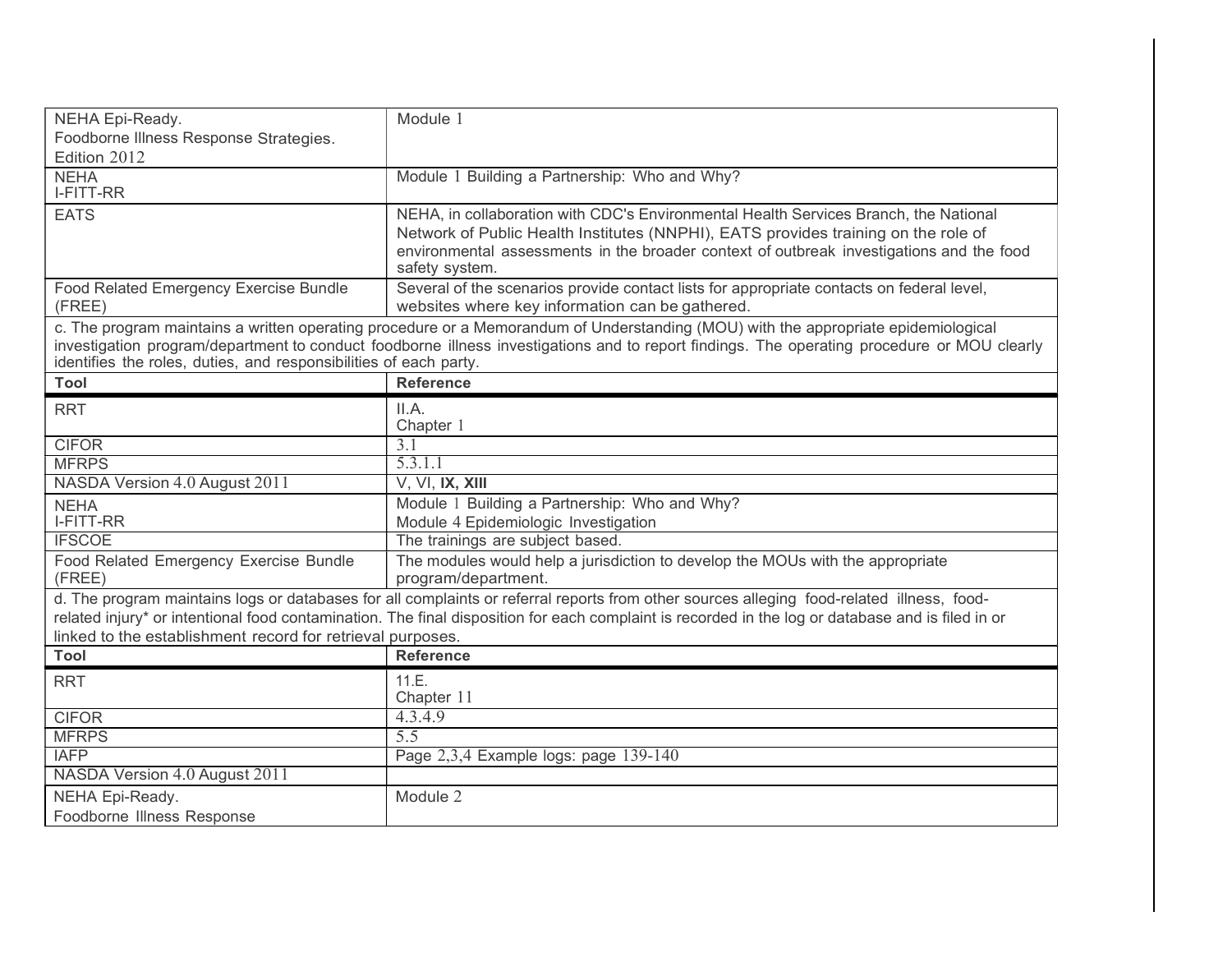| | |
|---|---|
| NEHA Epi-Ready.<br>Foodborne Illness Response Strategies.<br>Edition 2012 | Module 1 |
| NEHA<br>I-FITT-RR | Module 1 Building a Partnership: Who and Why? |
| EATS | NEHA, in collaboration with CDC's Environmental Health Services Branch, the National Network of Public Health Institutes (NNPHI), EATS provides training on the role of environmental assessments in the broader context of outbreak investigations and the food safety system. |
| Food Related Emergency Exercise Bundle (FREE) | Several of the scenarios provide contact lists for appropriate contacts on federal level, websites where key information can be gathered. |

c. The program maintains a written operating procedure or a Memorandum of Understanding (MOU) with the appropriate epidemiological investigation program/department to conduct foodborne illness investigations and to report findings. The operating procedure or MOU clearly identifies the roles, duties, and responsibilities of each party.

| Tool | Reference |
|---|---|
| RRT | II.A.<br>Chapter 1 |
| CIFOR | 3.1 |
| MFRPS | 5.3.1.1 |
| NASDA Version 4.0 August 2011 | V, VI, **IX, XIII** |
| NEHA<br>I-FITT-RR | Module 1 Building a Partnership: Who and Why?<br>Module 4 Epidemiologic Investigation |
| IFSCOE | The trainings are subject based. |
| Food Related Emergency Exercise Bundle (FREE) | The modules would help a jurisdiction to develop the MOUs with the appropriate program/department. |

d. The program maintains logs or databases for all complaints or referral reports from other sources alleging food-related illness, food-related injury* or intentional food contamination. The final disposition for each complaint is recorded in the log or database and is filed in or linked to the establishment record for retrieval purposes.

| Tool | Reference |
|---|---|
| RRT | 11.E.<br>Chapter 11 |
| CIFOR | 4.3.4.9 |
| MFRPS | 5.5 |
| IAFP | Page 2,3,4 Example logs: page 139-140 |
| NASDA Version 4.0 August 2011 | |
| NEHA Epi-Ready.<br>Foodborne Illness Response | Module 2 |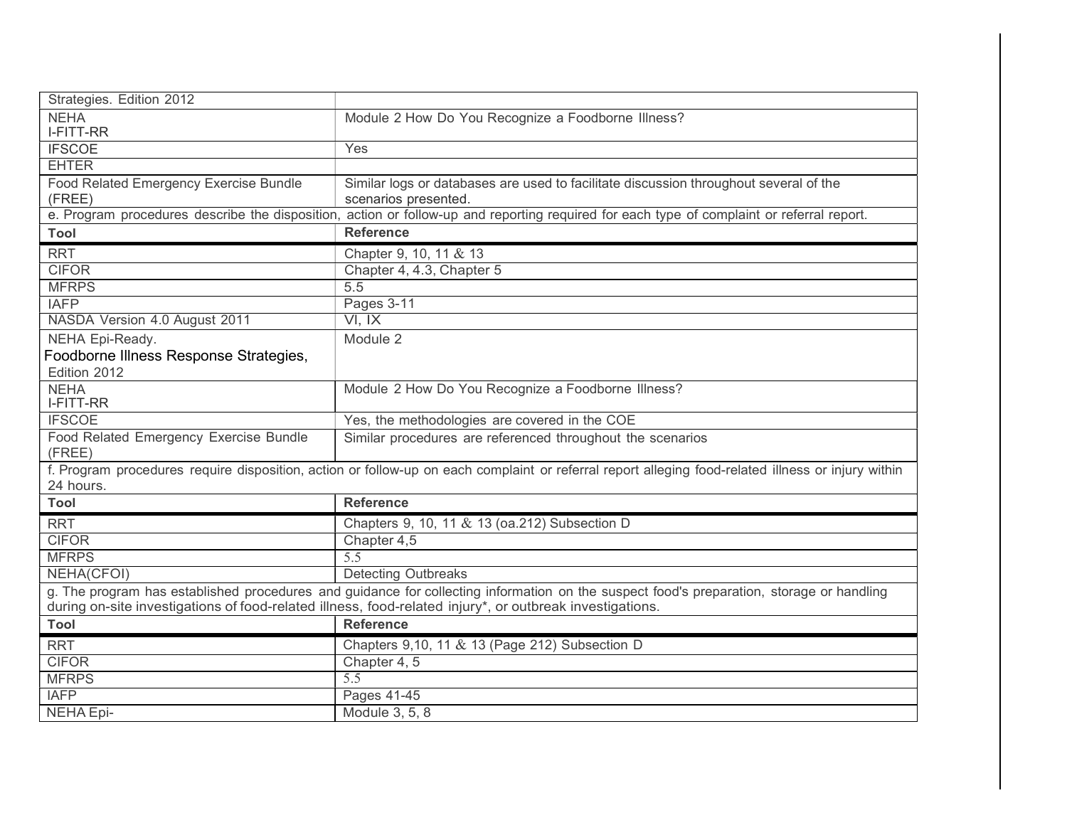| | |
|---|---|
| Strategies. Edition 2012 | |
| NEHA I-FITT-RR | Module 2 How Do You Recognize a Foodborne Illness? |
| IFSCOE | Yes |
| EHTER | |
| Food Related Emergency Exercise Bundle (FREE) | Similar logs or databases are used to facilitate discussion throughout several of the scenarios presented. |

e. Program procedures describe the disposition, action or follow-up and reporting required for each type of complaint or referral report.

| Tool | Reference |
|---|---|
| RRT | Chapter 9, 10, 11 & 13 |
| CIFOR | Chapter 4, 4.3, Chapter 5 |
| MFRPS | 5.5 |
| IAFP | Pages 3-11 |
| NASDA Version 4.0 August 2011 | VI, IX |
| NEHA Epi-Ready. Foodborne Illness Response Strategies, Edition 2012 | Module 2 |
| NEHA I-FITT-RR | Module 2 How Do You Recognize a Foodborne Illness? |
| IFSCOE | Yes, the methodologies are covered in the COE |
| Food Related Emergency Exercise Bundle (FREE) | Similar procedures are referenced throughout the scenarios |

f. Program procedures require disposition, action or follow-up on each complaint or referral report alleging food-related illness or injury within 24 hours.

| Tool | Reference |
|---|---|
| RRT | Chapters 9, 10, 11 & 13 (oa.212) Subsection D |
| CIFOR | Chapter 4,5 |
| MFRPS | 5.5 |
| NEHA(CFOI) | Detecting Outbreaks |

g. The program has established procedures and guidance for collecting information on the suspect food's preparation, storage or handling during on-site investigations of food-related illness, food-related injury*, or outbreak investigations.

| Tool | Reference |
|---|---|
| RRT | Chapters 9,10, 11 & 13 (Page 212) Subsection D |
| CIFOR | Chapter 4, 5 |
| MFRPS | 5.5 |
| IAFP | Pages 41-45 |
| NEHA Epi- | Module 3, 5, 8 |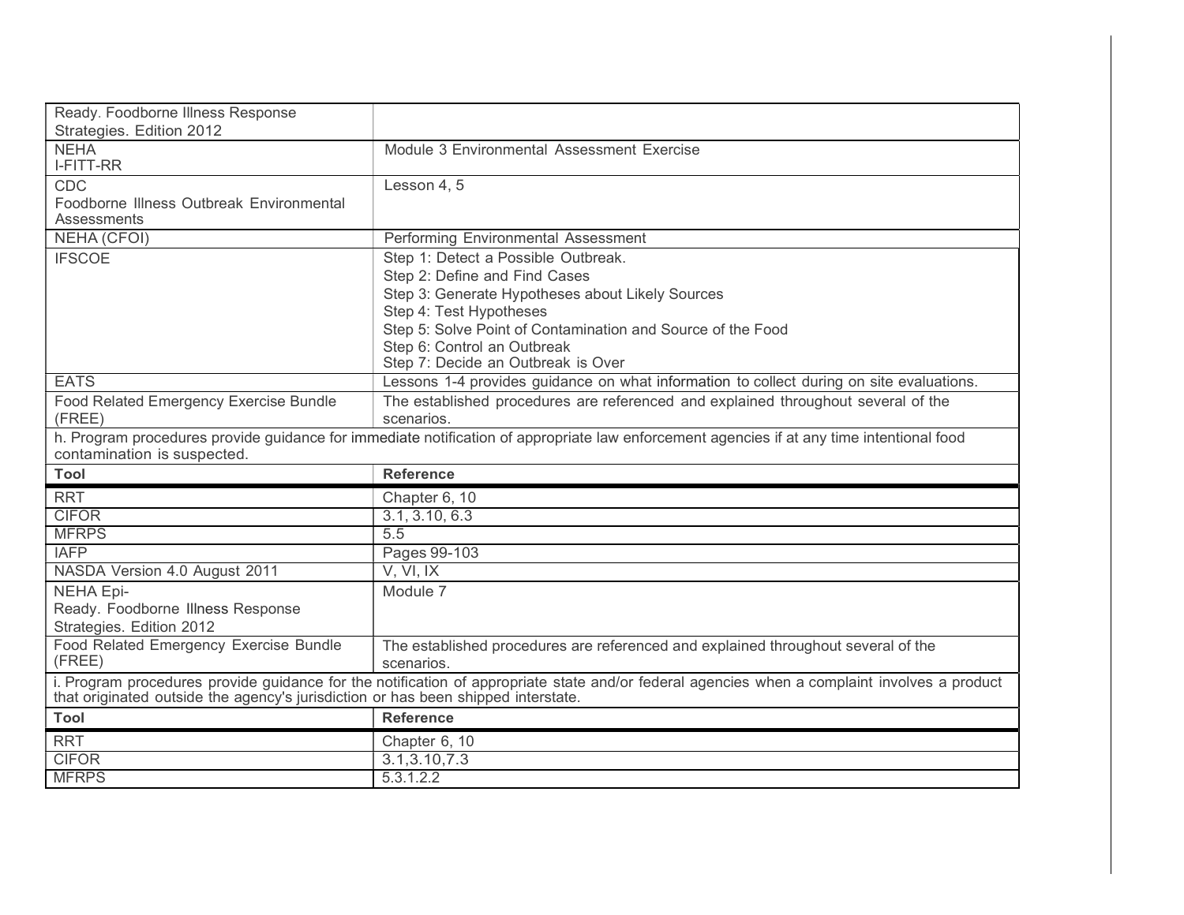| | |
|---|---|
| Ready. Foodborne Illness Response Strategies. Edition 2012 | |
| NEHA I-FITT-RR | Module 3 Environmental Assessment Exercise |
| CDC Foodborne Illness Outbreak Environmental Assessments | Lesson 4, 5 |
| NEHA (CFOI) | Performing Environmental Assessment |
| IFSCOE | Step 1: Detect a Possible Outbreak.<br>Step 2: Define and Find Cases<br>Step 3: Generate Hypotheses about Likely Sources<br>Step 4: Test Hypotheses<br>Step 5: Solve Point of Contamination and Source of the Food<br>Step 6: Control an Outbreak<br>Step 7: Decide an Outbreak is Over |
| EATS | Lessons 1-4 provides guidance on what information to collect during on site evaluations. |
| Food Related Emergency Exercise Bundle (FREE) | The established procedures are referenced and explained throughout several of the scenarios. |

h. Program procedures provide guidance for immediate notification of appropriate law enforcement agencies if at any time intentional food contamination is suspected.

| Tool | Reference |
|---|---|
| RRT | Chapter 6, 10 |
| CIFOR | 3.1, 3.10, 6.3 |
| MFRPS | 5.5 |
| IAFP | Pages 99-103 |
| NASDA Version 4.0 August 2011 | V, VI, IX |
| NEHA Epi-Ready. Foodborne Illness Response Strategies. Edition 2012 | Module 7 |
| Food Related Emergency Exercise Bundle (FREE) | The established procedures are referenced and explained throughout several of the scenarios. |

i. Program procedures provide guidance for the notification of appropriate state and/or federal agencies when a complaint involves a product that originated outside the agency's jurisdiction or has been shipped interstate.

| Tool | Reference |
|---|---|
| RRT | Chapter 6, 10 |
| CIFOR | 3.1,3.10,7.3 |
| MFRPS | 5.3.1.2.2 |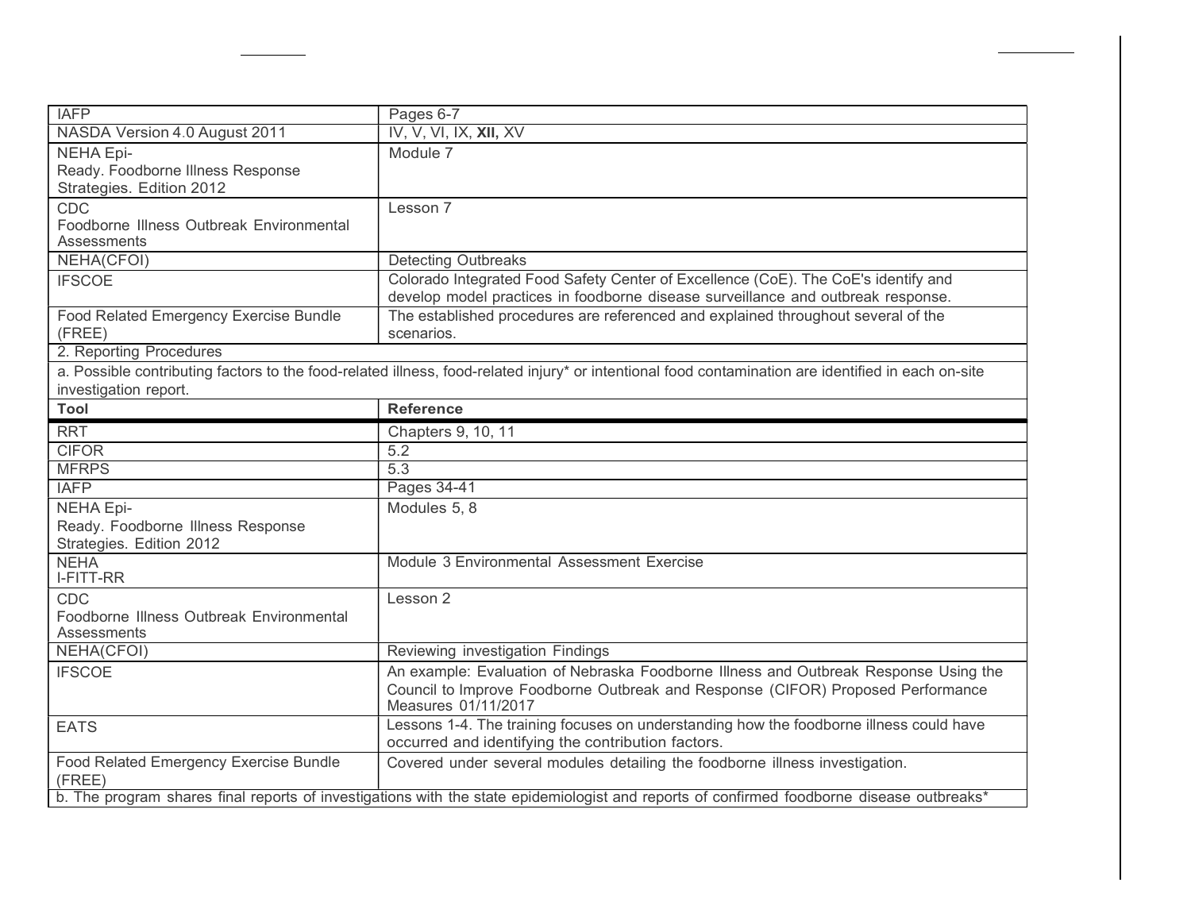| | |
|---|---|
| IAFP | Pages 6-7 |
| NASDA Version 4.0 August 2011 | IV, V, VI, IX, **XII,** XV |
| NEHA Epi-Ready. Foodborne Illness Response Strategies. Edition 2012 | Module 7 |
| CDC Foodborne Illness Outbreak Environmental Assessments | Lesson 7 |
| NEHA(CFOI) | Detecting Outbreaks |
| IFSCOE | Colorado Integrated Food Safety Center of Excellence (CoE). The CoE's identify and develop model practices in foodborne disease surveillance and outbreak response. |
| Food Related Emergency Exercise Bundle (FREE) | The established procedures are referenced and explained throughout several of the scenarios. |
| 2. Reporting Procedures | |
| a. Possible contributing factors to the food-related illness, food-related injury* or intentional food contamination are identified in each on-site investigation report. | |
| **Tool** | **Reference** |
| RRT | Chapters 9, 10, 11 |
| CIFOR | 5.2 |
| MFRPS | 5.3 |
| IAFP | Pages 34-41 |
| NEHA Epi-Ready. Foodborne Illness Response Strategies. Edition 2012 | Modules 5, 8 |
| NEHA I-FITT-RR | Module 3 Environmental Assessment Exercise |
| CDC Foodborne Illness Outbreak Environmental Assessments | Lesson 2 |
| NEHA(CFOI) | Reviewing investigation Findings |
| IFSCOE | An example: Evaluation of Nebraska Foodborne Illness and Outbreak Response Using the Council to Improve Foodborne Outbreak and Response (CIFOR) Proposed Performance Measures 01/11/2017 |
| EATS | Lessons 1-4. The training focuses on understanding how the foodborne illness could have occurred and identifying the contribution factors. |
| Food Related Emergency Exercise Bundle (FREE) | Covered under several modules detailing the foodborne illness investigation. |
| b. The program shares final reports of investigations with the state epidemiologist and reports of confirmed foodborne disease outbreaks* | |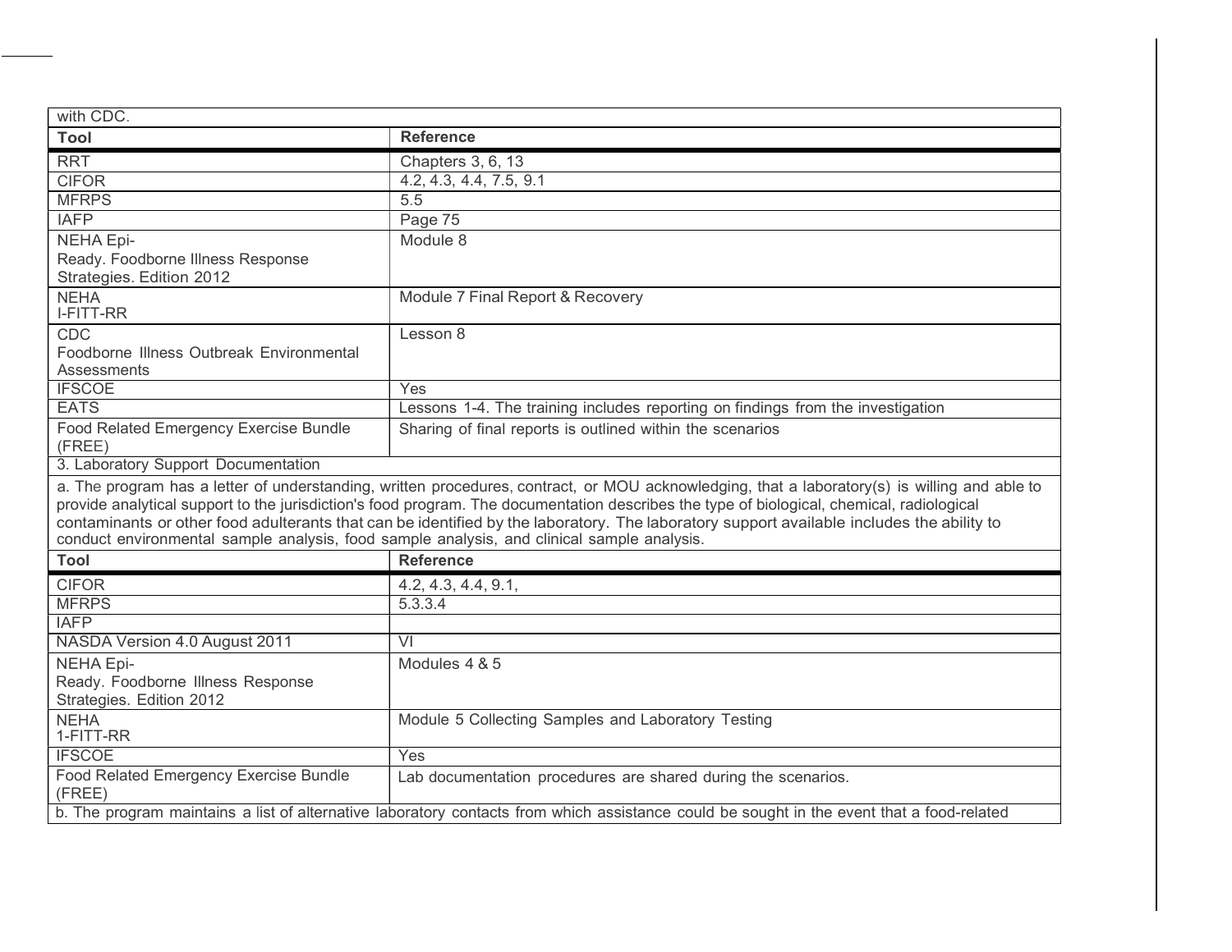| with CDC. | |
|---|---|
| **Tool** | **Reference** |
| RRT | Chapters 3, 6, 13 |
| CIFOR | 4.2, 4.3, 4.4, 7.5, 9.1 |
| MFRPS | 5.5 |
| IAFP | Page 75 |
| NEHA Epi-Ready. Foodborne Illness Response Strategies. Edition 2012 | Module 8 |
| NEHA I-FITT-RR | Module 7 Final Report & Recovery |
| CDC Foodborne Illness Outbreak Environmental Assessments | Lesson 8 |
| IFSCOE | Yes |
| EATS | Lessons 1-4. The training includes reporting on findings from the investigation |
| Food Related Emergency Exercise Bundle (FREE) | Sharing of final reports is outlined within the scenarios |
| 3. Laboratory Support Documentation | |
| a. The program has a letter of understanding, written procedures, contract, or MOU acknowledging, that a laboratory(s) is willing and able to provide analytical support to the jurisdiction's food program. The documentation describes the type of biological, chemical, radiological contaminants or other food adulterants that can be identified by the laboratory. The laboratory support available includes the ability to conduct environmental sample analysis, food sample analysis, and clinical sample analysis. | |
| **Tool** | **Reference** |
| CIFOR | 4.2, 4.3, 4.4, 9.1, |
| MFRPS | 5.3.3.4 |
| IAFP | |
| NASDA Version 4.0 August 2011 | VI |
| NEHA Epi-Ready. Foodborne Illness Response Strategies. Edition 2012 | Modules 4 & 5 |
| NEHA 1-FITT-RR | Module 5 Collecting Samples and Laboratory Testing |
| IFSCOE | Yes |
| Food Related Emergency Exercise Bundle (FREE) | Lab documentation procedures are shared during the scenarios. |
| b. The program maintains a list of alternative laboratory contacts from which assistance could be sought in the event that a food-related | |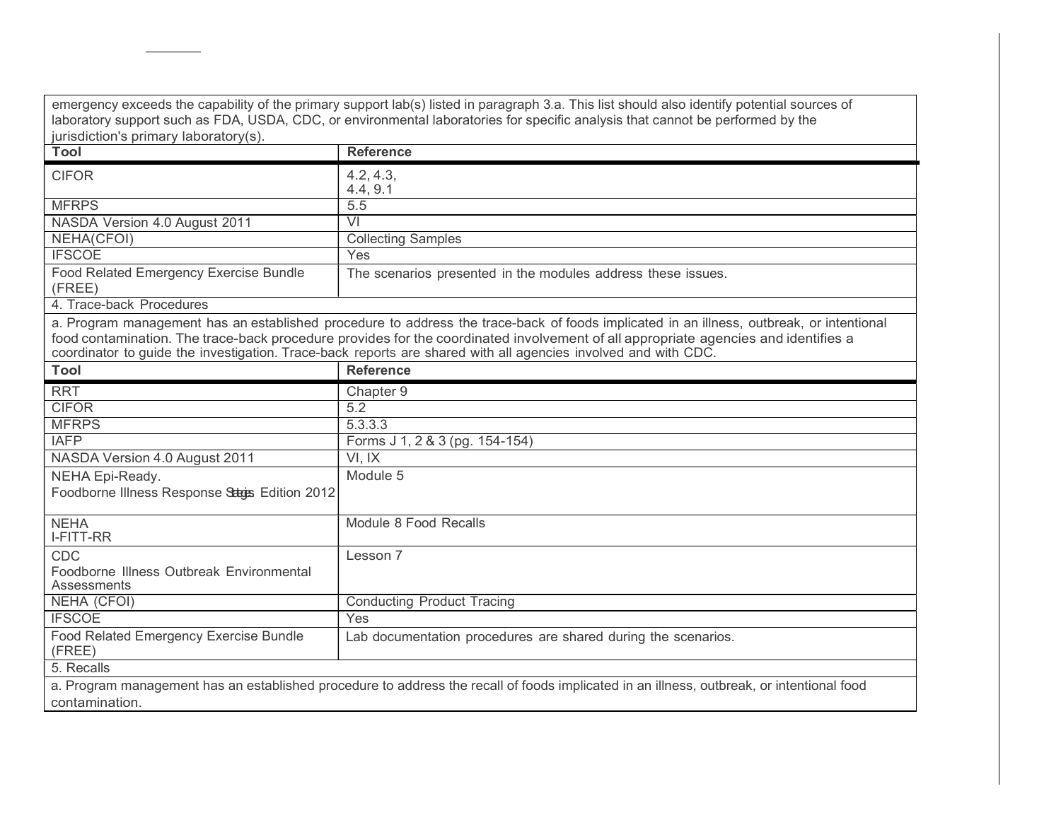emergency exceeds the capability of the primary support lab(s) listed in paragraph 3.a. This list should also identify potential sources of laboratory support such as FDA, USDA, CDC, or environmental laboratories for specific analysis that cannot be performed by the jurisdiction's primary laboratory(s).

| Tool | Reference |
|---|---|
| CIFOR | 4.2, 4.3, 4.4, 9.1 |
| MFRPS | 5.5 |
| NASDA Version 4.0 August 2011 | VI |
| NEHA(CFOI) | Collecting Samples |
| IFSCOE | Yes |
| Food Related Emergency Exercise Bundle (FREE) | The scenarios presented in the modules address these issues. |

4. Trace-back Procedures

a. Program management has an established procedure to address the trace-back of foods implicated in an illness, outbreak, or intentional food contamination. The trace-back procedure provides for the coordinated involvement of all appropriate agencies and identifies a coordinator to guide the investigation. Trace-back reports are shared with all agencies involved and with CDC.

| Tool | Reference |
|---|---|
| RRT | Chapter 9 |
| CIFOR | 5.2 |
| MFRPS | 5.3.3.3 |
| IAFP | Forms J 1, 2 & 3 (pg. 154-154) |
| NASDA Version 4.0 August 2011 | VI, IX |
| NEHA Epi-Ready. Foodborne Illness Response Strategies Edition 2012 | Module 5 |
| NEHA I-FITT-RR | Module 8 Food Recalls |
| CDC Foodborne Illness Outbreak Environmental Assessments | Lesson 7 |
| NEHA (CFOI) | Conducting Product Tracing |
| IFSCOE | Yes |
| Food Related Emergency Exercise Bundle (FREE) | Lab documentation procedures are shared during the scenarios. |

5. Recalls

a. Program management has an established procedure to address the recall of foods implicated in an illness, outbreak, or intentional food contamination.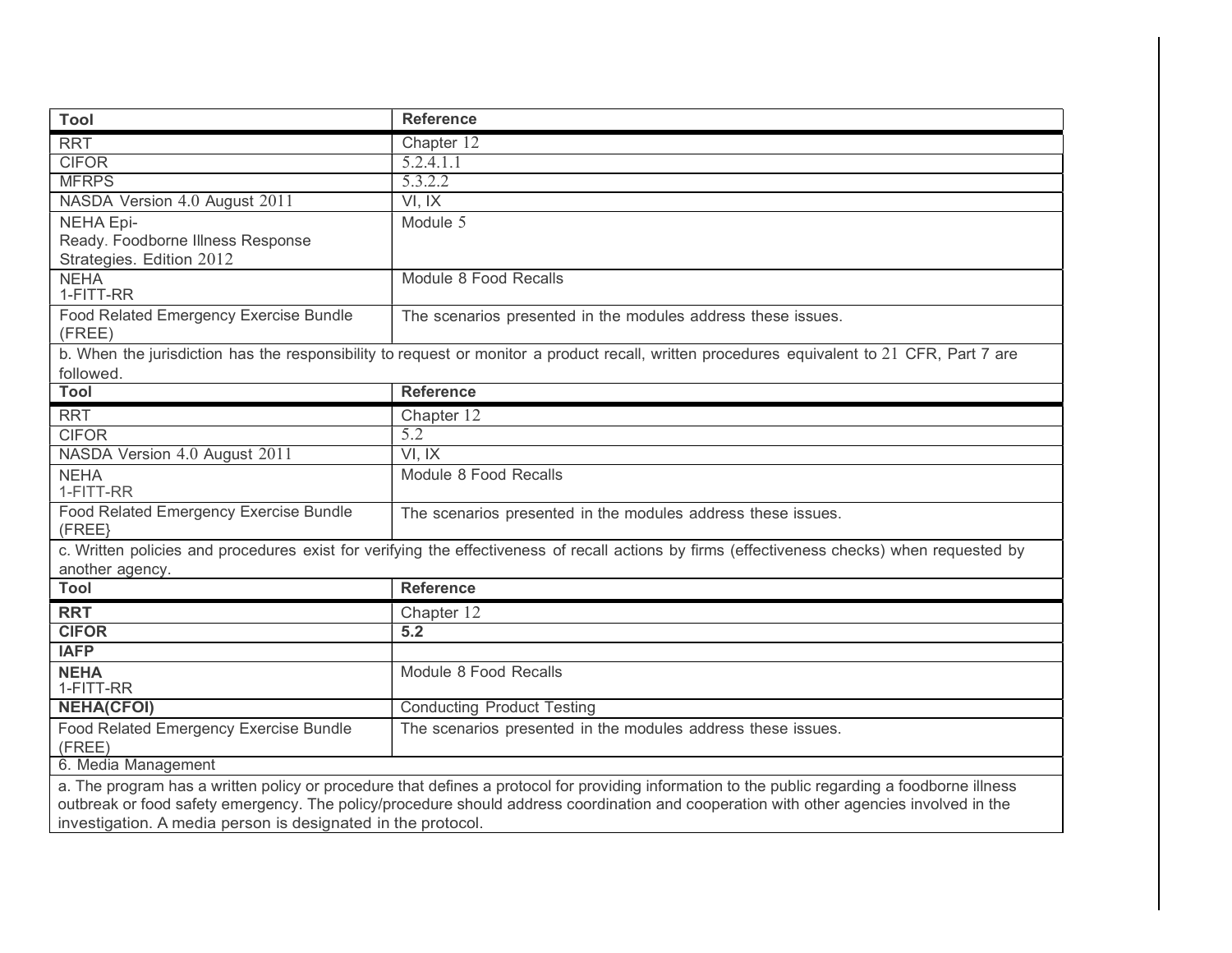| Tool | Reference |
|---|---|
| RRT | Chapter 12 |
| CIFOR | 5.2.4.1.1 |
| MFRPS | 5.3.2.2 |
| NASDA Version 4.0 August 2011 | VI, IX |
| NEHA Epi-Ready. Foodborne Illness Response Strategies. Edition 2012 | Module 5 |
| NEHA 1-FITT-RR | Module 8 Food Recalls |
| Food Related Emergency Exercise Bundle (FREE) | The scenarios presented in the modules address these issues. |

b. When the jurisdiction has the responsibility to request or monitor a product recall, written procedures equivalent to 21 CFR, Part 7 are followed.

| Tool | Reference |
|---|---|
| RRT | Chapter 12 |
| CIFOR | 5.2 |
| NASDA Version 4.0 August 2011 | VI, IX |
| NEHA 1-FITT-RR | Module 8 Food Recalls |
| Food Related Emergency Exercise Bundle (FREE} | The scenarios presented in the modules address these issues. |

c. Written policies and procedures exist for verifying the effectiveness of recall actions by firms (effectiveness checks) when requested by another agency.

| Tool | Reference |
|---|---|
| **RRT** | Chapter 12 |
| **CIFOR** | **5.2** |
| **IAFP** | |
| **NEHA** 1-FITT-RR | Module 8 Food Recalls |
| **NEHA(CFOI)** | Conducting Product Testing |
| Food Related Emergency Exercise Bundle (FREE) | The scenarios presented in the modules address these issues. |

6. Media Management

a. The program has a written policy or procedure that defines a protocol for providing information to the public regarding a foodborne illness outbreak or food safety emergency. The policy/procedure should address coordination and cooperation with other agencies involved in the investigation. A media person is designated in the protocol.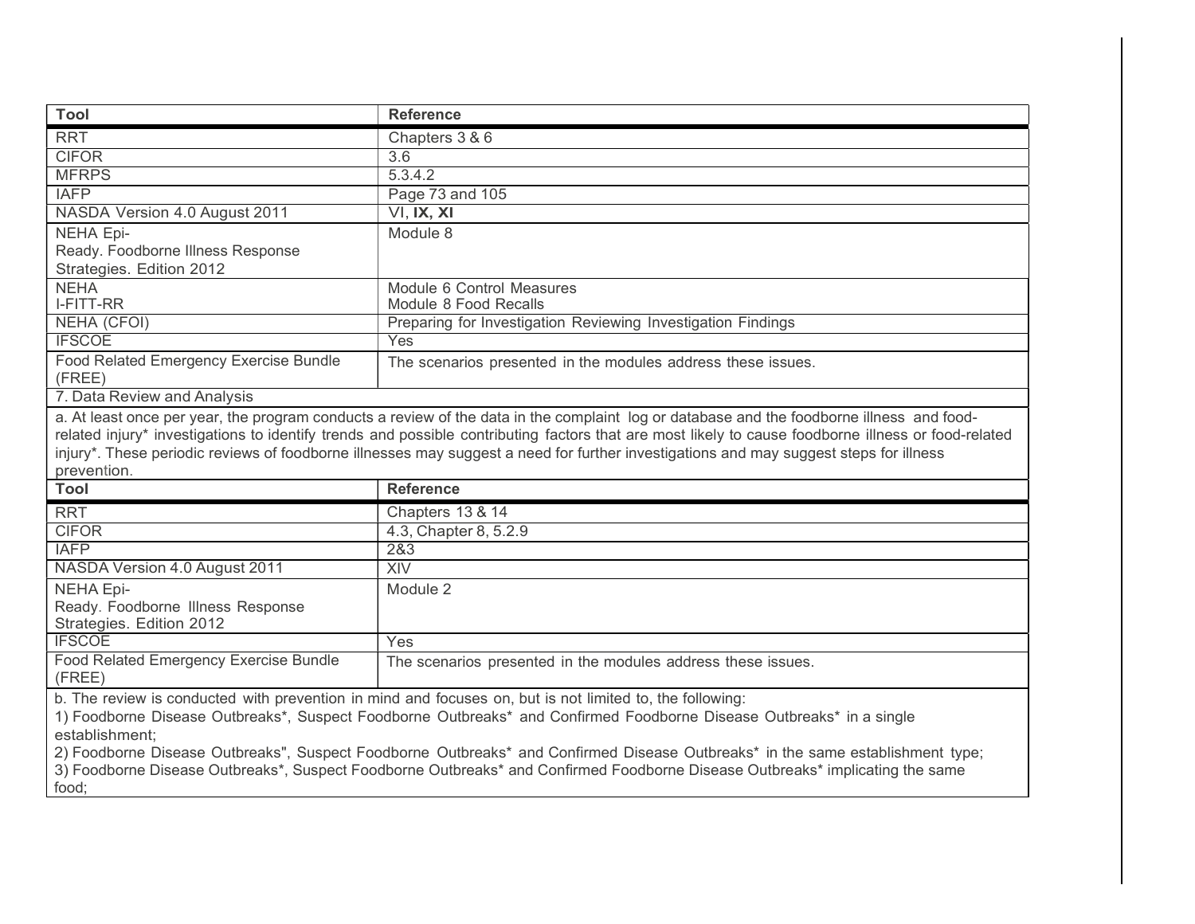| Tool | Reference |
| --- | --- |
| RRT | Chapters 3 & 6 |
| CIFOR | 3.6 |
| MFRPS | 5.3.4.2 |
| IAFP | Page 73 and 105 |
| NASDA Version 4.0 August 2011 | VI, **IX, XI** |
| NEHA Epi-Ready. Foodborne Illness Response Strategies. Edition 2012 | Module 8 |
| NEHA I-FITT-RR | Module 6 Control Measures<br>Module 8 Food Recalls |
| NEHA (CFOI) | Preparing for Investigation Reviewing Investigation Findings |
| IFSCOE | Yes |
| Food Related Emergency Exercise Bundle (FREE) | The scenarios presented in the modules address these issues. |

7. Data Review and Analysis

a. At least once per year, the program conducts a review of the data in the complaint log or database and the foodborne illness and food-related injury* investigations to identify trends and possible contributing factors that are most likely to cause foodborne illness or food-related injury*. These periodic reviews of foodborne illnesses may suggest a need for further investigations and may suggest steps for illness prevention.

| Tool | Reference |
| --- | --- |
| RRT | Chapters 13 & 14 |
| CIFOR | 4.3, Chapter 8, 5.2.9 |
| IAFP | 2&3 |
| NASDA Version 4.0 August 2011 | XIV |
| NEHA Epi-Ready. Foodborne Illness Response Strategies. Edition 2012 | Module 2 |
| IFSCOE | Yes |
| Food Related Emergency Exercise Bundle (FREE) | The scenarios presented in the modules address these issues. |

b. The review is conducted with prevention in mind and focuses on, but is not limited to, the following:

1) Foodborne Disease Outbreaks*, Suspect Foodborne Outbreaks* and Confirmed Foodborne Disease Outbreaks* in a single establishment;

2) Foodborne Disease Outbreaks", Suspect Foodborne Outbreaks* and Confirmed Disease Outbreaks* in the same establishment type;

3) Foodborne Disease Outbreaks*, Suspect Foodborne Outbreaks* and Confirmed Foodborne Disease Outbreaks* implicating the same food;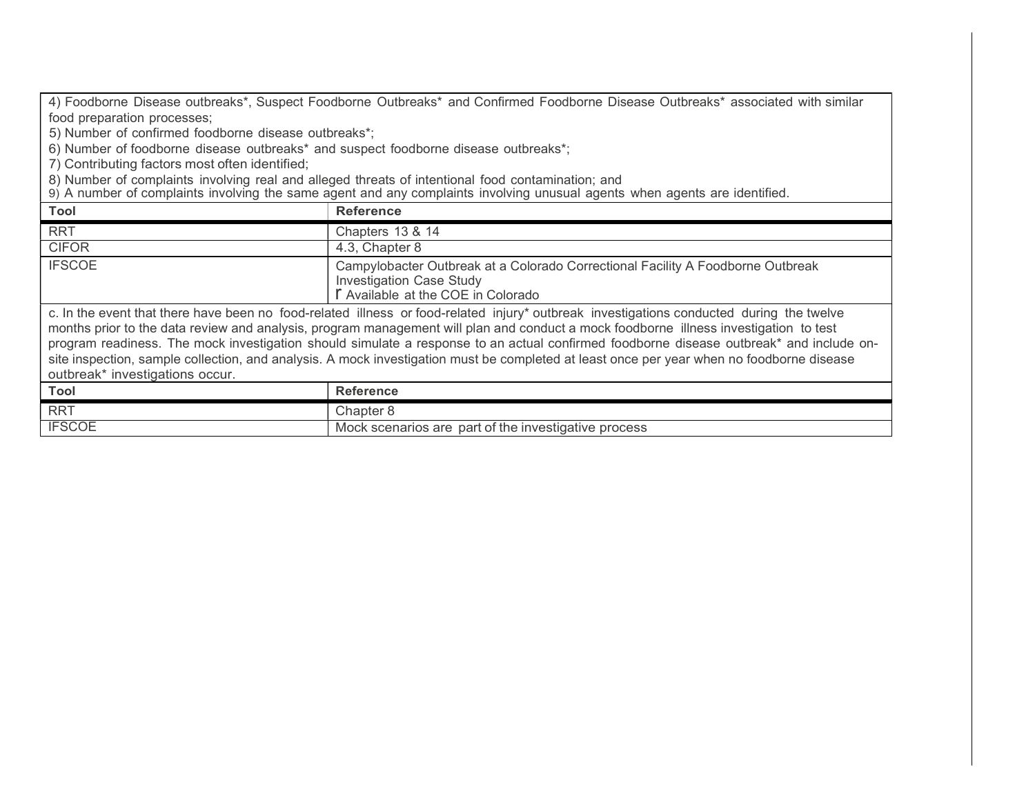4) Foodborne Disease outbreaks*, Suspect Foodborne Outbreaks* and Confirmed Foodborne Disease Outbreaks* associated with similar food preparation processes;
5) Number of confirmed foodborne disease outbreaks*;
6) Number of foodborne disease outbreaks* and suspect foodborne disease outbreaks*;
7) Contributing factors most often identified;
8) Number of complaints involving real and alleged threats of intentional food contamination; and
9) A number of complaints involving the same agent and any complaints involving unusual agents when agents are identified.

| Tool | Reference |
| --- | --- |
| RRT | Chapters 13 & 14 |
| CIFOR | 4.3, Chapter 8 |
| IFSCOE | Campylobacter Outbreak at a Colorado Correctional Facility A Foodborne Outbreak Investigation Case Study<br>Available at the COE in Colorado |

c. In the event that there have been no food-related illness or food-related injury* outbreak investigations conducted during the twelve months prior to the data review and analysis, program management will plan and conduct a mock foodborne illness investigation to test program readiness. The mock investigation should simulate a response to an actual confirmed foodborne disease outbreak* and include on-site inspection, sample collection, and analysis. A mock investigation must be completed at least once per year when no foodborne disease outbreak* investigations occur.

| Tool | Reference |
| --- | --- |
| RRT | Chapter 8 |
| IFSCOE | Mock scenarios are part of the investigative process |